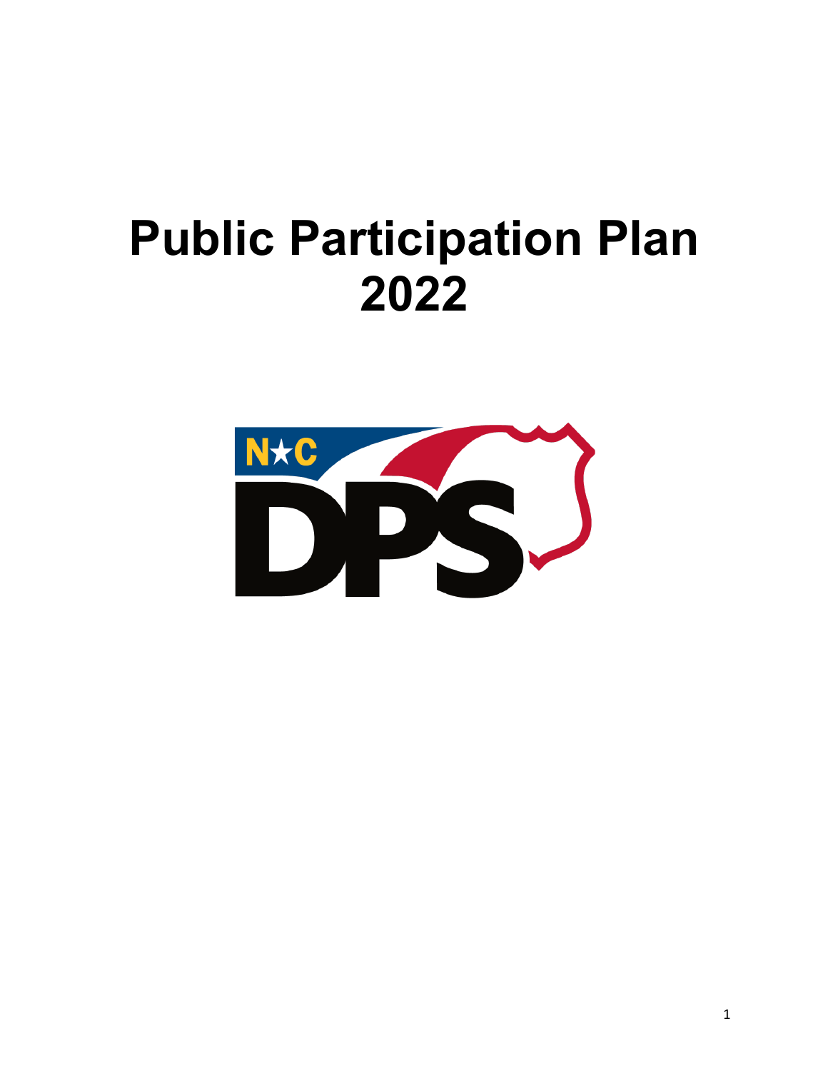# Public Participation Plan 2022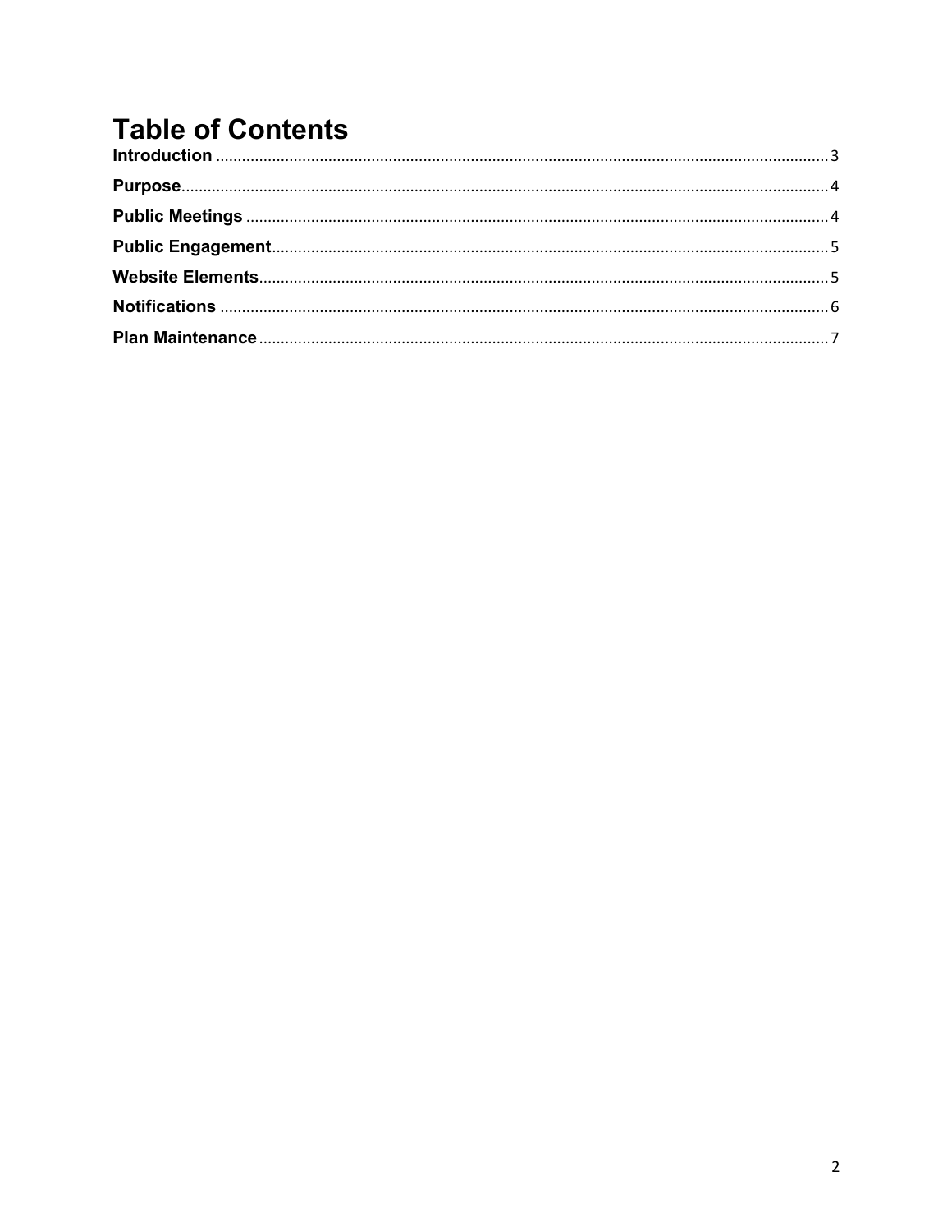# Table of Contents

**Introduction** .... 3

**Purpose** .... 4

**Public Meetings** .... 4

**Public Engagement** .... 5

**Website Elements** .... 5

**Notifications** .... 6

**Plan Maintenance** .... 7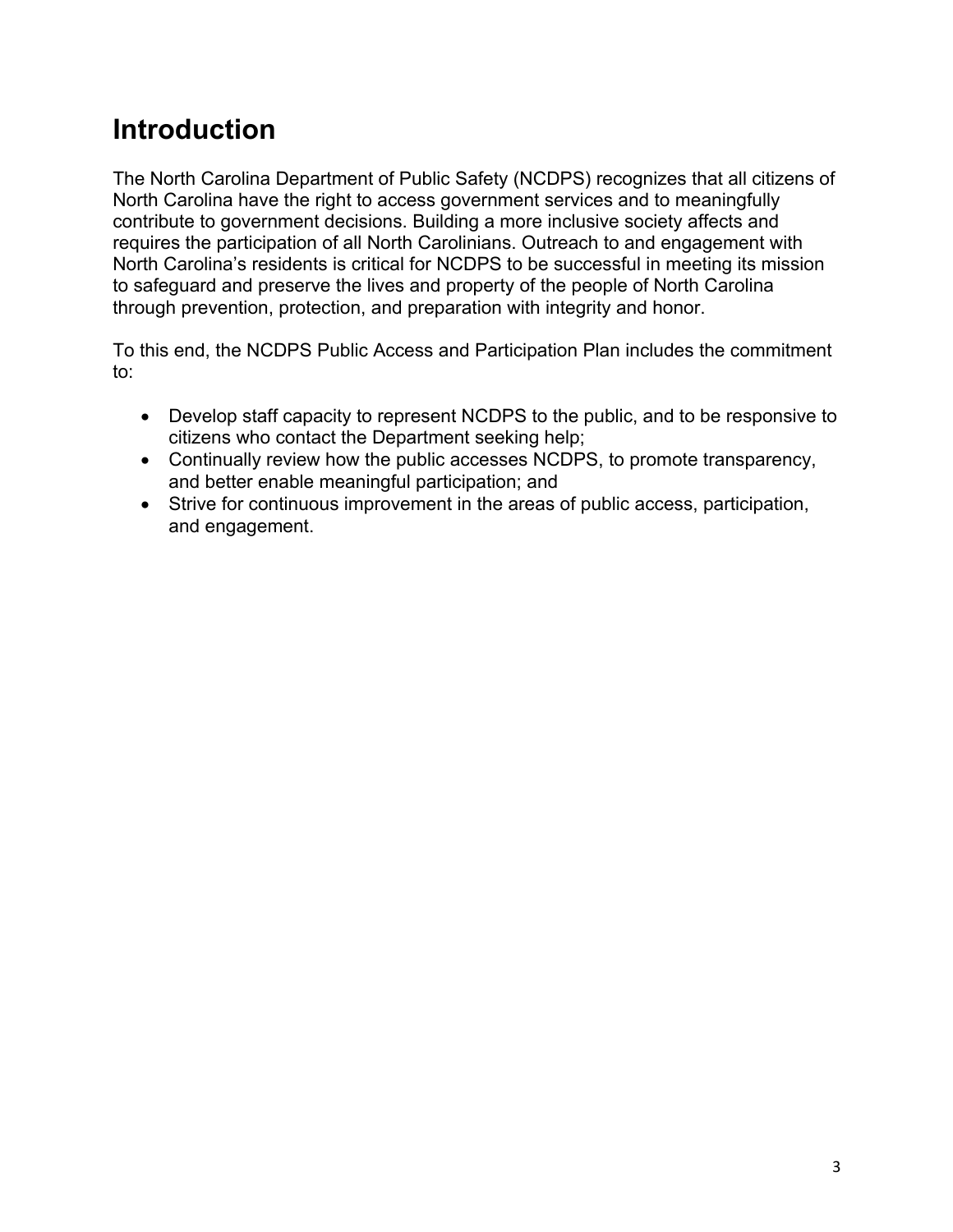# Introduction

The North Carolina Department of Public Safety (NCDPS) recognizes that all citizens of North Carolina have the right to access government services and to meaningfully contribute to government decisions. Building a more inclusive society affects and requires the participation of all North Carolinians. Outreach to and engagement with North Carolina's residents is critical for NCDPS to be successful in meeting its mission to safeguard and preserve the lives and property of the people of North Carolina through prevention, protection, and preparation with integrity and honor.

To this end, the NCDPS Public Access and Participation Plan includes the commitment to:

- Develop staff capacity to represent NCDPS to the public, and to be responsive to citizens who contact the Department seeking help;
- Continually review how the public accesses NCDPS, to promote transparency, and better enable meaningful participation; and
- Strive for continuous improvement in the areas of public access, participation, and engagement.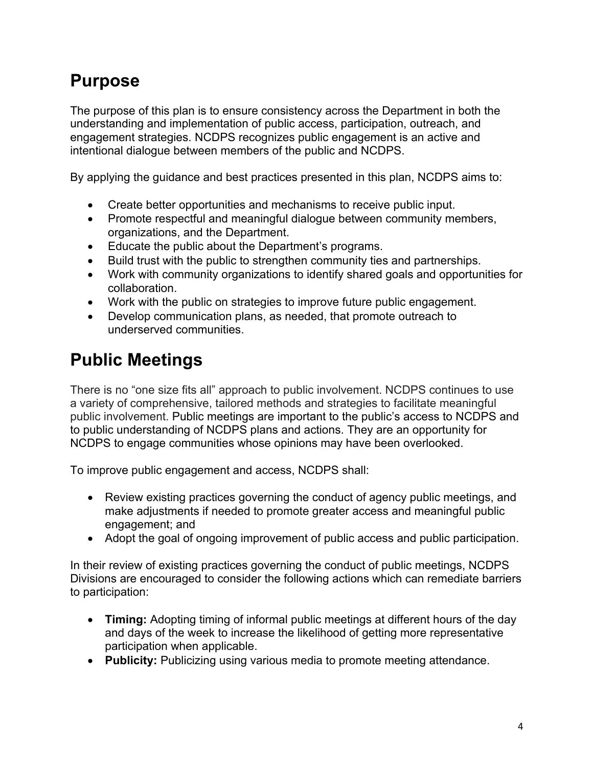## Purpose

The purpose of this plan is to ensure consistency across the Department in both the understanding and implementation of public access, participation, outreach, and engagement strategies. NCDPS recognizes public engagement is an active and intentional dialogue between members of the public and NCDPS.

By applying the guidance and best practices presented in this plan, NCDPS aims to:

- Create better opportunities and mechanisms to receive public input.
- Promote respectful and meaningful dialogue between community members, organizations, and the Department.
- Educate the public about the Department's programs.
- Build trust with the public to strengthen community ties and partnerships.
- Work with community organizations to identify shared goals and opportunities for collaboration.
- Work with the public on strategies to improve future public engagement.
- Develop communication plans, as needed, that promote outreach to underserved communities.

## Public Meetings

There is no "one size fits all" approach to public involvement. NCDPS continues to use a variety of comprehensive, tailored methods and strategies to facilitate meaningful public involvement. Public meetings are important to the public's access to NCDPS and to public understanding of NCDPS plans and actions. They are an opportunity for NCDPS to engage communities whose opinions may have been overlooked.

To improve public engagement and access, NCDPS shall:

- Review existing practices governing the conduct of agency public meetings, and make adjustments if needed to promote greater access and meaningful public engagement; and
- Adopt the goal of ongoing improvement of public access and public participation.

In their review of existing practices governing the conduct of public meetings, NCDPS Divisions are encouraged to consider the following actions which can remediate barriers to participation:

- **Timing:** Adopting timing of informal public meetings at different hours of the day and days of the week to increase the likelihood of getting more representative participation when applicable.
- **Publicity:** Publicizing using various media to promote meeting attendance.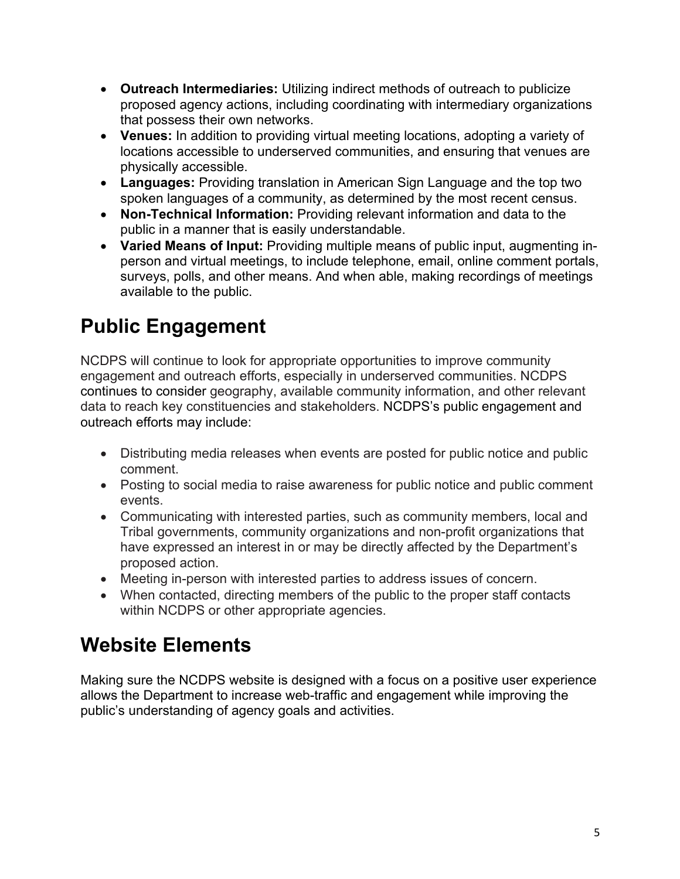- **Outreach Intermediaries:** Utilizing indirect methods of outreach to publicize proposed agency actions, including coordinating with intermediary organizations that possess their own networks.
- **Venues:** In addition to providing virtual meeting locations, adopting a variety of locations accessible to underserved communities, and ensuring that venues are physically accessible.
- **Languages:** Providing translation in American Sign Language and the top two spoken languages of a community, as determined by the most recent census.
- **Non-Technical Information:** Providing relevant information and data to the public in a manner that is easily understandable.
- **Varied Means of Input:** Providing multiple means of public input, augmenting in-person and virtual meetings, to include telephone, email, online comment portals, surveys, polls, and other means. And when able, making recordings of meetings available to the public.

# Public Engagement

NCDPS will continue to look for appropriate opportunities to improve community engagement and outreach efforts, especially in underserved communities. NCDPS continues to consider geography, available community information, and other relevant data to reach key constituencies and stakeholders. NCDPS's public engagement and outreach efforts may include:

- Distributing media releases when events are posted for public notice and public comment.
- Posting to social media to raise awareness for public notice and public comment events.
- Communicating with interested parties, such as community members, local and Tribal governments, community organizations and non-profit organizations that have expressed an interest in or may be directly affected by the Department's proposed action.
- Meeting in-person with interested parties to address issues of concern.
- When contacted, directing members of the public to the proper staff contacts within NCDPS or other appropriate agencies.

# Website Elements

Making sure the NCDPS website is designed with a focus on a positive user experience allows the Department to increase web-traffic and engagement while improving the public's understanding of agency goals and activities.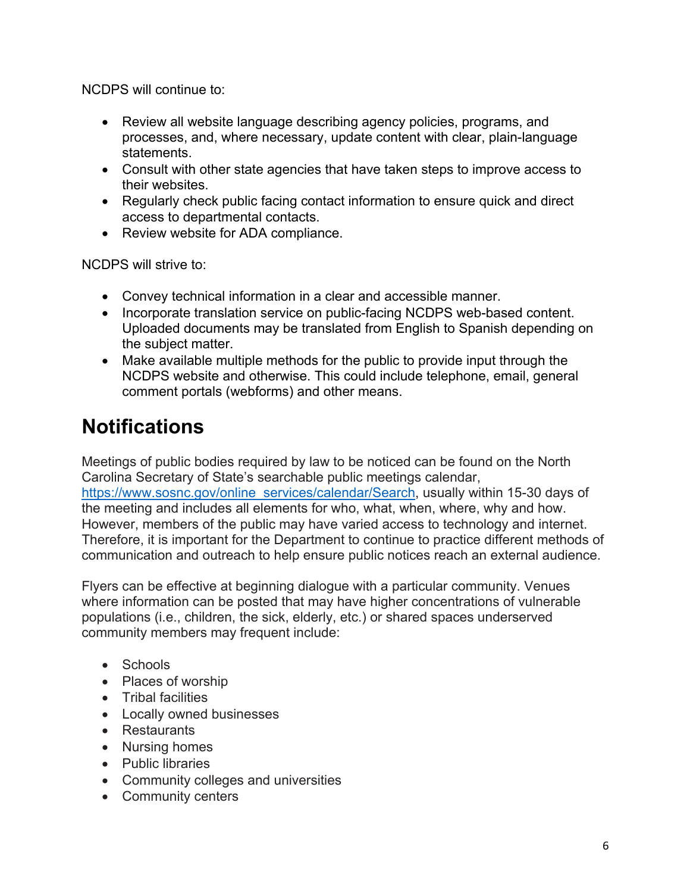NCDPS will continue to:

- Review all website language describing agency policies, programs, and processes, and, where necessary, update content with clear, plain-language statements.
- Consult with other state agencies that have taken steps to improve access to their websites.
- Regularly check public facing contact information to ensure quick and direct access to departmental contacts.
- Review website for ADA compliance.

NCDPS will strive to:

- Convey technical information in a clear and accessible manner.
- Incorporate translation service on public-facing NCDPS web-based content. Uploaded documents may be translated from English to Spanish depending on the subject matter.
- Make available multiple methods for the public to provide input through the NCDPS website and otherwise. This could include telephone, email, general comment portals (webforms) and other means.

# Notifications

Meetings of public bodies required by law to be noticed can be found on the North Carolina Secretary of State's searchable public meetings calendar, https://www.sosnc.gov/online_services/calendar/Search, usually within 15-30 days of the meeting and includes all elements for who, what, when, where, why and how. However, members of the public may have varied access to technology and internet. Therefore, it is important for the Department to continue to practice different methods of communication and outreach to help ensure public notices reach an external audience.

Flyers can be effective at beginning dialogue with a particular community. Venues where information can be posted that may have higher concentrations of vulnerable populations (i.e., children, the sick, elderly, etc.) or shared spaces underserved community members may frequent include:

- Schools
- Places of worship
- Tribal facilities
- Locally owned businesses
- Restaurants
- Nursing homes
- Public libraries
- Community colleges and universities
- Community centers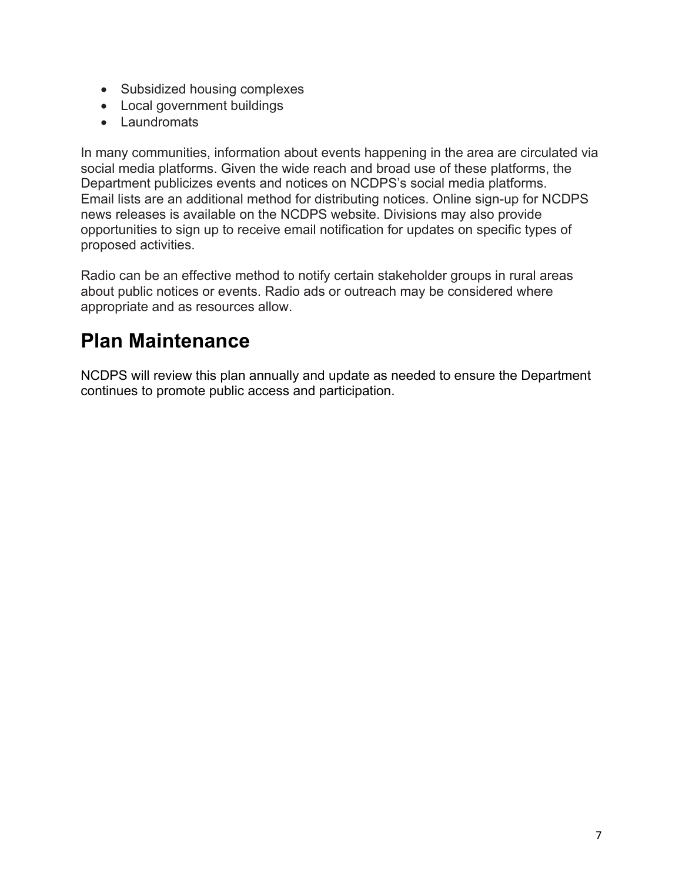- Subsidized housing complexes
- Local government buildings
- Laundromats

In many communities, information about events happening in the area are circulated via social media platforms. Given the wide reach and broad use of these platforms, the Department publicizes events and notices on NCDPS's social media platforms. Email lists are an additional method for distributing notices. Online sign-up for NCDPS news releases is available on the NCDPS website. Divisions may also provide opportunities to sign up to receive email notification for updates on specific types of proposed activities.

Radio can be an effective method to notify certain stakeholder groups in rural areas about public notices or events. Radio ads or outreach may be considered where appropriate and as resources allow.

# Plan Maintenance

NCDPS will review this plan annually and update as needed to ensure the Department continues to promote public access and participation.